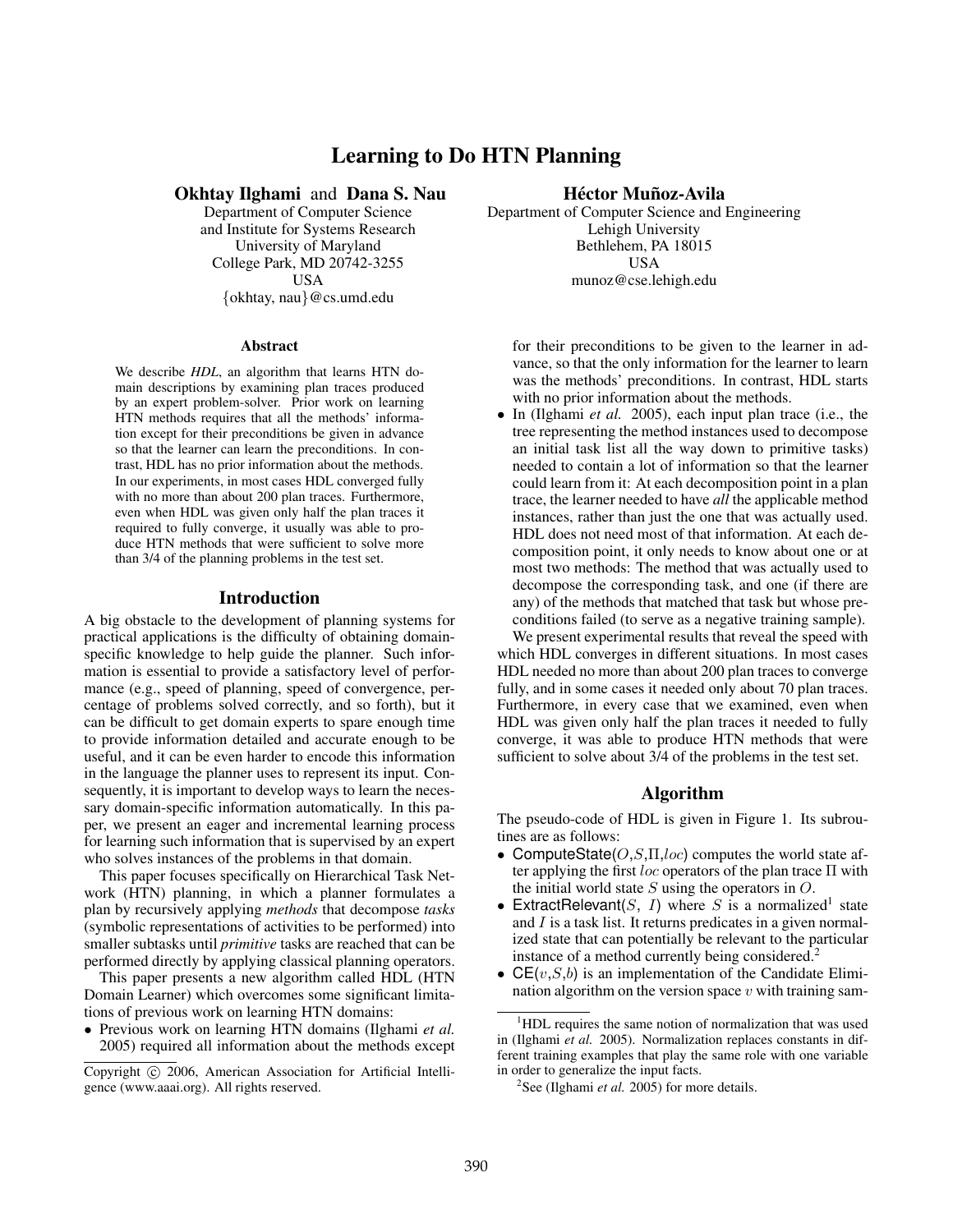# Learning to Do HTN Planning

**Okhtay Ilghami** and **Dana S. Nau**
Department of Computer Science
and Institute for Systems Research
University of Maryland
College Park, MD 20742-3255
USA
{okhtay, nau}@cs.umd.edu

**Héctor Muñoz-Avila**
Department of Computer Science and Engineering
Lehigh University
Bethlehem, PA 18015
USA
munoz@cse.lehigh.edu

### Abstract

We describe *HDL*, an algorithm that learns HTN domain descriptions by examining plan traces produced by an expert problem-solver. Prior work on learning HTN methods requires that all the methods' information except for their preconditions be given in advance so that the learner can learn the preconditions. In contrast, HDL has no prior information about the methods. In our experiments, in most cases HDL converged fully with no more than about 200 plan traces. Furthermore, even when HDL was given only half the plan traces it required to fully converge, it usually was able to produce HTN methods that were sufficient to solve more than 3/4 of the planning problems in the test set.

## Introduction

A big obstacle to the development of planning systems for practical applications is the difficulty of obtaining domain-specific knowledge to help guide the planner. Such information is essential to provide a satisfactory level of performance (e.g., speed of planning, speed of convergence, percentage of problems solved correctly, and so forth), but it can be difficult to get domain experts to spare enough time to provide information detailed and accurate enough to be useful, and it can be even harder to encode this information in the language the planner uses to represent its input. Consequently, it is important to develop ways to learn the necessary domain-specific information automatically. In this paper, we present an eager and incremental learning process for learning such information that is supervised by an expert who solves instances of the problems in that domain.

This paper focuses specifically on Hierarchical Task Network (HTN) planning, in which a planner formulates a plan by recursively applying *methods* that decompose *tasks* (symbolic representations of activities to be performed) into smaller subtasks until *primitive* tasks are reached that can be performed directly by applying classical planning operators.

This paper presents a new algorithm called HDL (HTN Domain Learner) which overcomes some significant limitations of previous work on learning HTN domains:

- Previous work on learning HTN domains (Ilghami *et al.* 2005) required all information about the methods except for their preconditions to be given to the learner in advance, so that the only information for the learner to learn was the methods' preconditions. In contrast, HDL starts with no prior information about the methods.
- In (Ilghami *et al.* 2005), each input plan trace (i.e., the tree representing the method instances used to decompose an initial task list all the way down to primitive tasks) needed to contain a lot of information so that the learner could learn from it: At each decomposition point in a plan trace, the learner needed to have *all* the applicable method instances, rather than just the one that was actually used. HDL does not need most of that information. At each decomposition point, it only needs to know about one or at most two methods: The method that was actually used to decompose the corresponding task, and one (if there are any) of the methods that matched that task but whose preconditions failed (to serve as a negative training sample).

We present experimental results that reveal the speed with which HDL converges in different situations. In most cases HDL needed no more than about 200 plan traces to converge fully, and in some cases it needed only about 70 plan traces. Furthermore, in every case that we examined, even when HDL was given only half the plan traces it needed to fully converge, it was able to produce HTN methods that were sufficient to solve about 3/4 of the problems in the test set.

## Algorithm

The pseudo-code of HDL is given in Figure 1. Its subroutines are as follows:

- ComputeState($O$,$S$,$\Pi$,$loc$) computes the world state after applying the first $loc$ operators of the plan trace $\Pi$ with the initial world state $S$ using the operators in $O$.
- ExtractRelevant($S$, $I$) where $S$ is a normalized[1] state and $I$ is a task list. It returns predicates in a given normalized state that can potentially be relevant to the particular instance of a method currently being considered.[2]
- CE($v$,$S$,$b$) is an implementation of the Candidate Elimination algorithm on the version space $v$ with training sam-

[1] HDL requires the same notion of normalization that was used in (Ilghami *et al.* 2005). Normalization replaces constants in different training examples that play the same role with one variable in order to generalize the input facts.

[2] See (Ilghami *et al.* 2005) for more details.

Copyright © 2006, American Association for Artificial Intelligence (www.aaai.org). All rights reserved.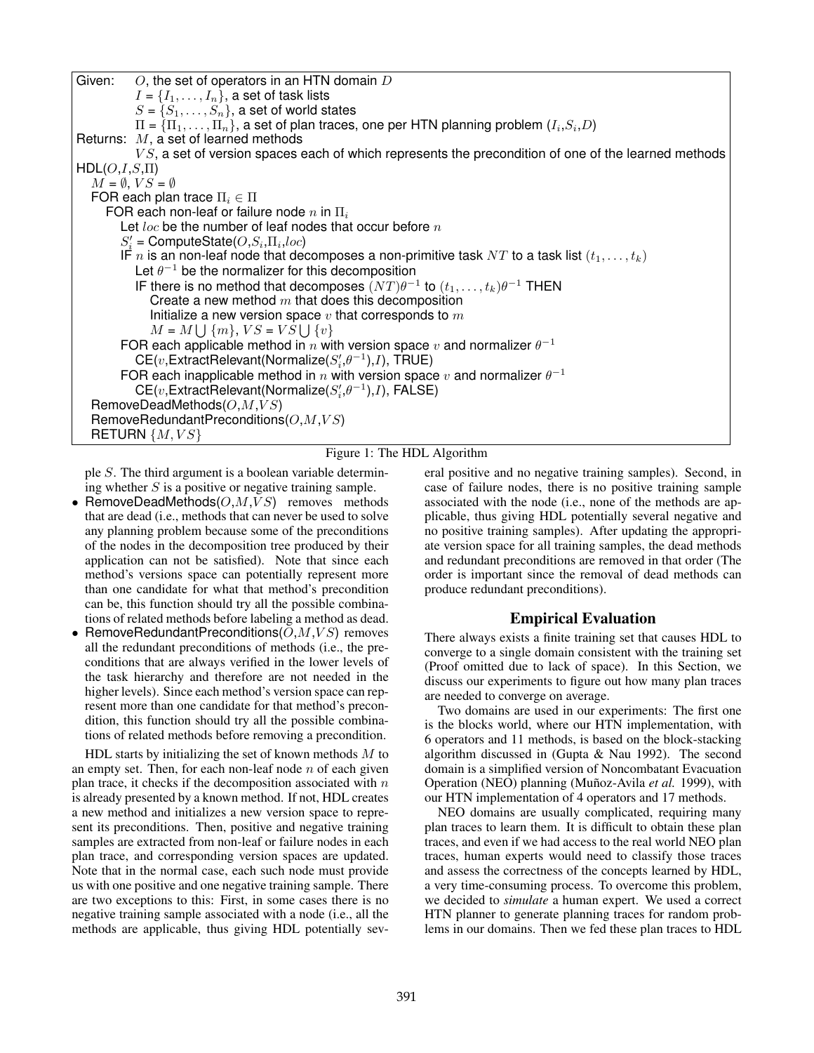```
Given:    O, the set of operators in an HTN domain D
          I = {I_1, ..., I_n}, a set of task lists
          S = {S_1, ..., S_n}, a set of world states
          Π = {Π_1, ..., Π_n}, a set of plan traces, one per HTN planning problem (I_i, S_i, D)
Returns:  M, a set of learned methods
          VS, a set of version spaces each of which represents the precondition of one of the learned methods
HDL(O,I,S,Π)
  M = ∅, VS = ∅
  FOR each plan trace Π_i ∈ Π
    FOR each non-leaf or failure node n in Π_i
      Let loc be the number of leaf nodes that occur before n
      S'_i = ComputeState(O,S_i,Π_i,loc)
      IF n is an non-leaf node that decomposes a non-primitive task NT to a task list (t_1, ..., t_k)
        Let θ^{-1} be the normalizer for this decomposition
        IF there is no method that decomposes (NT)θ^{-1} to (t_1, ..., t_k)θ^{-1} THEN
          Create a new method m that does this decomposition
          Initialize a new version space v that corresponds to m
          M = M ⋃ {m}, VS = VS ⋃ {v}
      FOR each applicable method in n with version space v and normalizer θ^{-1}
        CE(v,ExtractRelevant(Normalize(S'_i,θ^{-1}),I), TRUE)
      FOR each inapplicable method in n with version space v and normalizer θ^{-1}
        CE(v,ExtractRelevant(Normalize(S'_i,θ^{-1}),I), FALSE)
  RemoveDeadMethods(O,M,VS)
  RemoveRedundantPreconditions(O,M,VS)
  RETURN {M,VS}
```

Figure 1: The HDL Algorithm

ple $S$. The third argument is a boolean variable determining whether $S$ is a positive or negative training sample.

- RemoveDeadMethods($O$,$M$,$VS$) removes methods that are dead (i.e., methods that can never be used to solve any planning problem because some of the preconditions of the nodes in the decomposition tree produced by their application can not be satisfied). Note that since each method's versions space can potentially represent more than one candidate for what that method's precondition can be, this function should try all the possible combinations of related methods before labeling a method as dead.
- RemoveRedundantPreconditions($O$,$M$,$VS$) removes all the redundant preconditions of methods (i.e., the preconditions that are always verified in the lower levels of the task hierarchy and therefore are not needed in the higher levels). Since each method's version space can represent more than one candidate for that method's precondition, this function should try all the possible combinations of related methods before removing a precondition.

HDL starts by initializing the set of known methods $M$ to an empty set. Then, for each non-leaf node $n$ of each given plan trace, it checks if the decomposition associated with $n$ is already presented by a known method. If not, HDL creates a new method and initializes a new version space to represent its preconditions. Then, positive and negative training samples are extracted from non-leaf or failure nodes in each plan trace, and corresponding version spaces are updated. Note that in the normal case, each such node must provide us with one positive and one negative training sample. There are two exceptions to this: First, in some cases there is no negative training sample associated with a node (i.e., all the methods are applicable, thus giving HDL potentially several positive and no negative training samples). Second, in case of failure nodes, there is no positive training sample associated with the node (i.e., none of the methods are applicable, thus giving HDL potentially several negative and no positive training samples). After updating the appropriate version space for all training samples, the dead methods and redundant preconditions are removed in that order (The order is important since the removal of dead methods can produce redundant preconditions).

## Empirical Evaluation

There always exists a finite training set that causes HDL to converge to a single domain consistent with the training set (Proof omitted due to lack of space). In this Section, we discuss our experiments to figure out how many plan traces are needed to converge on average.

Two domains are used in our experiments: The first one is the blocks world, where our HTN implementation, with 6 operators and 11 methods, is based on the block-stacking algorithm discussed in (Gupta & Nau 1992). The second domain is a simplified version of Noncombatant Evacuation Operation (NEO) planning (Muñoz-Avila *et al.* 1999), with our HTN implementation of 4 operators and 17 methods.

NEO domains are usually complicated, requiring many plan traces to learn them. It is difficult to obtain these plan traces, and even if we had access to the real world NEO plan traces, human experts would need to classify those traces and assess the correctness of the concepts learned by HDL, a very time-consuming process. To overcome this problem, we decided to *simulate* a human expert. We used a correct HTN planner to generate planning traces for random problems in our domains. Then we fed these plan traces to HDL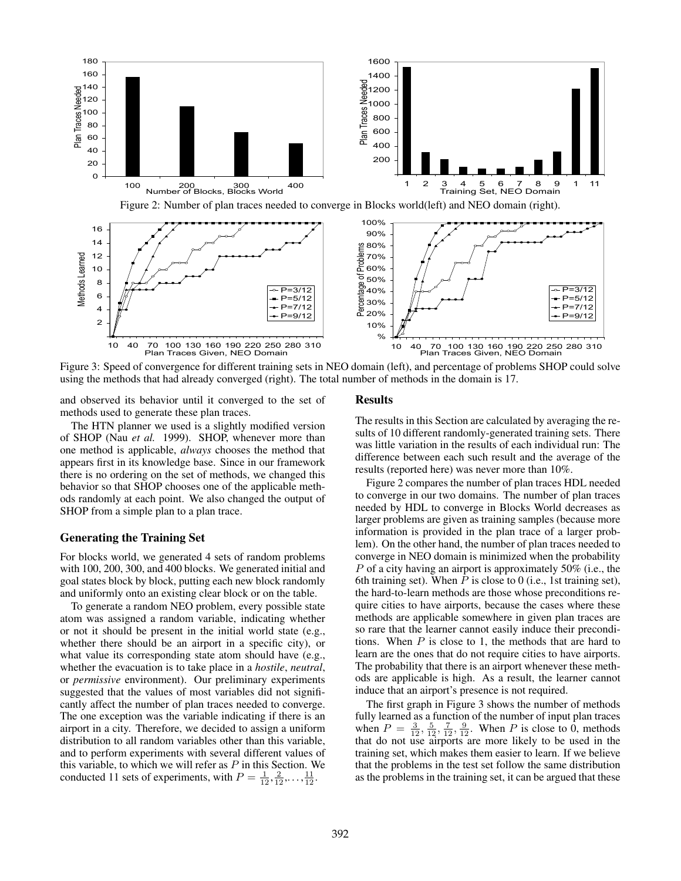Figure 2: Number of plan traces needed to converge in Blocks world(left) and NEO domain (right).

Figure 3: Speed of convergence for different training sets in NEO domain (left), and percentage of problems SHOP could solve using the methods that had already converged (right). The total number of methods in the domain is 17.

and observed its behavior until it converged to the set of methods used to generate these plan traces.

The HTN planner we used is a slightly modified version of SHOP (Nau *et al.* 1999). SHOP, whenever more than one method is applicable, *always* chooses the method that appears first in its knowledge base. Since in our framework there is no ordering on the set of methods, we changed this behavior so that SHOP chooses one of the applicable methods randomly at each point. We also changed the output of SHOP from a simple plan to a plan trace.

### Generating the Training Set

For blocks world, we generated 4 sets of random problems with 100, 200, 300, and 400 blocks. We generated initial and goal states block by block, putting each new block randomly and uniformly onto an existing clear block or on the table.

To generate a random NEO problem, every possible state atom was assigned a random variable, indicating whether or not it should be present in the initial world state (e.g., whether there should be an airport in a specific city), or what value its corresponding state atom should have (e.g., whether the evacuation is to take place in a *hostile*, *neutral*, or *permissive* environment). Our preliminary experiments suggested that the values of most variables did not significantly affect the number of plan traces needed to converge. The one exception was the variable indicating if there is an airport in a city. Therefore, we decided to assign a uniform distribution to all random variables other than this variable, and to perform experiments with several different values of this variable, to which we will refer as $P$ in this Section. We conducted 11 sets of experiments, with $P = \frac{1}{12}, \frac{2}{12}, \ldots, \frac{11}{12}$.

### Results

The results in this Section are calculated by averaging the results of 10 different randomly-generated training sets. There was little variation in the results of each individual run: The difference between each such result and the average of the results (reported here) was never more than 10%.

Figure 2 compares the number of plan traces HDL needed to converge in our two domains. The number of plan traces needed by HDL to converge in Blocks World decreases as larger problems are given as training samples (because more information is provided in the plan trace of a larger problem). On the other hand, the number of plan traces needed to converge in NEO domain is minimized when the probability $P$ of a city having an airport is approximately 50% (i.e., the 6th training set). When $P$ is close to 0 (i.e., 1st training set), the hard-to-learn methods are those whose preconditions require cities to have airports, because the cases where these methods are applicable somewhere in given plan traces are so rare that the learner cannot easily induce their preconditions. When $P$ is close to 1, the methods that are hard to learn are the ones that do not require cities to have airports. The probability that there is an airport whenever these methods are applicable is high. As a result, the learner cannot induce that an airport's presence is not required.

The first graph in Figure 3 shows the number of methods fully learned as a function of the number of input plan traces when $P = \frac{3}{12}, \frac{5}{12}, \frac{7}{12}, \frac{9}{12}$. When $P$ is close to 0, methods that do not use airports are more likely to be used in the training set, which makes them easier to learn. If we believe that the problems in the test set follow the same distribution as the problems in the training set, it can be argued that these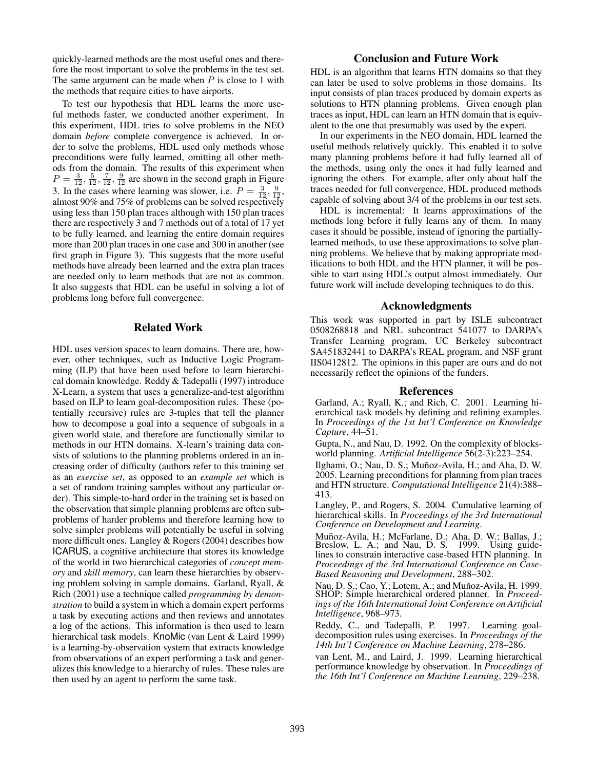quickly-learned methods are the most useful ones and therefore the most important to solve the problems in the test set. The same argument can be made when $P$ is close to 1 with the methods that require cities to have airports.

To test our hypothesis that HDL learns the more useful methods faster, we conducted another experiment. In this experiment, HDL tries to solve problems in the NEO domain *before* complete convergence is achieved. In order to solve the problems, HDL used only methods whose preconditions were fully learned, omitting all other methods from the domain. The results of this experiment when $P = \frac{3}{12}, \frac{5}{12}, \frac{7}{12}, \frac{9}{12}$ are shown in the second graph in Figure 3. In the cases where learning was slower, i.e. $P = \frac{3}{12}, \frac{9}{12}$, almost 90% and 75% of problems can be solved respectively using less than 150 plan traces although with 150 plan traces there are respectively 3 and 7 methods out of a total of 17 yet to be fully learned, and learning the entire domain requires more than 200 plan traces in one case and 300 in another (see first graph in Figure 3). This suggests that the more useful methods have already been learned and the extra plan traces are needed only to learn methods that are not as common. It also suggests that HDL can be useful in solving a lot of problems long before full convergence.

## Related Work

HDL uses version spaces to learn domains. There are, however, other techniques, such as Inductive Logic Programming (ILP) that have been used before to learn hierarchical domain knowledge. Reddy & Tadepalli (1997) introduce X-Learn, a system that uses a generalize-and-test algorithm based on ILP to learn goal-decomposition rules. These (potentially recursive) rules are 3-tuples that tell the planner how to decompose a goal into a sequence of subgoals in a given world state, and therefore are functionally similar to methods in our HTN domains. X-learn's training data consists of solutions to the planning problems ordered in an increasing order of difficulty (authors refer to this training set as an *exercise set*, as opposed to an *example set* which is a set of random training samples without any particular order). This simple-to-hard order in the training set is based on the observation that simple planning problems are often subproblems of harder problems and therefore learning how to solve simpler problems will potentially be useful in solving more difficult ones. Langley & Rogers (2004) describes how ICARUS, a cognitive architecture that stores its knowledge of the world in two hierarchical categories of *concept memory* and *skill memory*, can learn these hierarchies by observing problem solving in sample domains. Garland, Ryall, & Rich (2001) use a technique called *programming by demonstration* to build a system in which a domain expert performs a task by executing actions and then reviews and annotates a log of the actions. This information is then used to learn hierarchical task models. KnoMic (van Lent & Laird 1999) is a learning-by-observation system that extracts knowledge from observations of an expert performing a task and generalizes this knowledge to a hierarchy of rules. These rules are then used by an agent to perform the same task.

## Conclusion and Future Work

HDL is an algorithm that learns HTN domains so that they can later be used to solve problems in those domains. Its input consists of plan traces produced by domain experts as solutions to HTN planning problems. Given enough plan traces as input, HDL can learn an HTN domain that is equivalent to the one that presumably was used by the expert.

In our experiments in the NEO domain, HDL learned the useful methods relatively quickly. This enabled it to solve many planning problems before it had fully learned all of the methods, using only the ones it had fully learned and ignoring the others. For example, after only about half the traces needed for full convergence, HDL produced methods capable of solving about 3/4 of the problems in our test sets.

HDL is incremental: It learns approximations of the methods long before it fully learns any of them. In many cases it should be possible, instead of ignoring the partially-learned methods, to use these approximations to solve planning problems. We believe that by making appropriate modifications to both HDL and the HTN planner, it will be possible to start using HDL's output almost immediately. Our future work will include developing techniques to do this.

## Acknowledgments

This work was supported in part by ISLE subcontract 0508268818 and NRL subcontract 541077 to DARPA's Transfer Learning program, UC Berkeley subcontract SA451832441 to DARPA's REAL program, and NSF grant IIS0412812. The opinions in this paper are ours and do not necessarily reflect the opinions of the funders.

## References

Garland, A.; Ryall, K.; and Rich, C. 2001. Learning hierarchical task models by defining and refining examples. In *Proceedings of the 1st Int'l Conference on Knowledge Capture*, 44–51.

Gupta, N., and Nau, D. 1992. On the complexity of blocks-world planning. *Artificial Intelligence* 56(2-3):223–254.

Ilghami, O.; Nau, D. S.; Muñoz-Avila, H.; and Aha, D. W. 2005. Learning preconditions for planning from plan traces and HTN structure. *Computational Intelligence* 21(4):388–413.

Langley, P., and Rogers, S. 2004. Cumulative learning of hierarchical skills. In *Proceedings of the 3rd International Conference on Development and Learning*.

Muñoz-Avila, H.; McFarlane, D.; Aha, D. W.; Ballas, J.; Breslow, L. A.; and Nau, D. S. 1999. Using guidelines to constrain interactive case-based HTN planning. In *Proceedings of the 3rd International Conference on Case-Based Reasoning and Development*, 288–302.

Nau, D. S.; Cao, Y.; Lotem, A.; and Muñoz-Avila, H. 1999. SHOP: Simple hierarchical ordered planner. In *Proceedings of the 16th International Joint Conference on Artificial Intelligence*, 968–973.

Reddy, C., and Tadepalli, P. 1997. Learning goal-decomposition rules using exercises. In *Proceedings of the 14th Int'l Conference on Machine Learning*, 278–286.

van Lent, M., and Laird, J. 1999. Learning hierarchical performance knowledge by observation. In *Proceedings of the 16th Int'l Conference on Machine Learning*, 229–238.